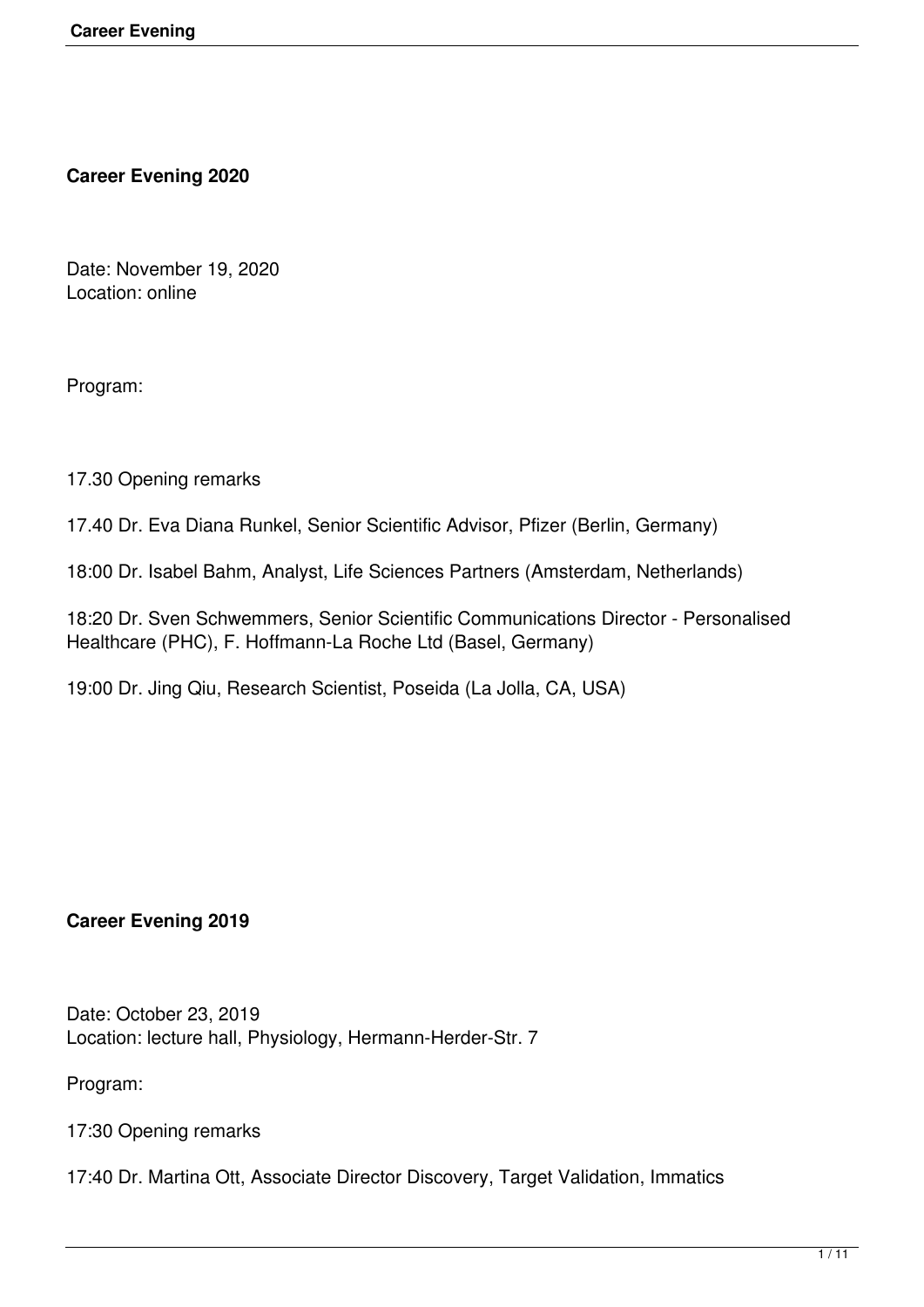**Career Evening 2020**

Date: November 19, 2020
Location: online

Program:

17.30 Opening remarks

17.40 Dr. Eva Diana Runkel, Senior Scientific Advisor, Pfizer (Berlin, Germany)

18:00 Dr. Isabel Bahm, Analyst, Life Sciences Partners (Amsterdam, Netherlands)

18:20 Dr. Sven Schwemmers, Senior Scientific Communications Director - Personalised Healthcare (PHC), F. Hoffmann-La Roche Ltd (Basel, Germany)

19:00 Dr. Jing Qiu, Research Scientist, Poseida (La Jolla, CA, USA)

**Career Evening 2019**

Date: October 23, 2019
Location: lecture hall, Physiology, Hermann-Herder-Str. 7

Program:

17:30 Opening remarks

17:40 Dr. Martina Ott, Associate Director Discovery, Target Validation, Immatics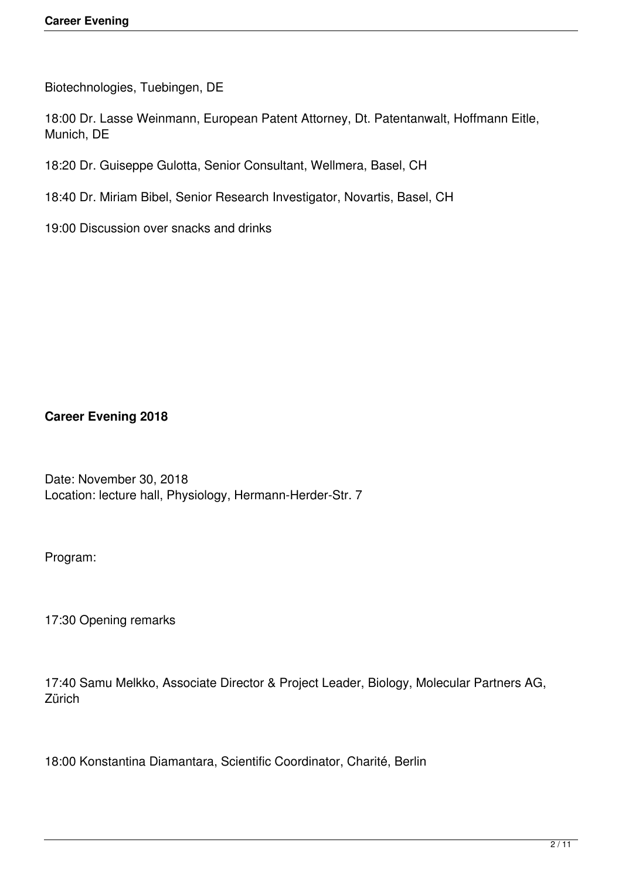Biotechnologies, Tuebingen, DE

18:00 Dr. Lasse Weinmann, European Patent Attorney, Dt. Patentanwalt, Hoffmann Eitle, Munich, DE

18:20 Dr. Guiseppe Gulotta, Senior Consultant, Wellmera, Basel, CH

18:40 Dr. Miriam Bibel, Senior Research Investigator, Novartis, Basel, CH

19:00 Discussion over snacks and drinks

**Career Evening 2018**

Date: November 30, 2018
Location: lecture hall, Physiology, Hermann-Herder-Str. 7

Program:

17:30 Opening remarks

17:40 Samu Melkko, Associate Director & Project Leader, Biology, Molecular Partners AG, Zürich

18:00 Konstantina Diamantara, Scientific Coordinator, Charité, Berlin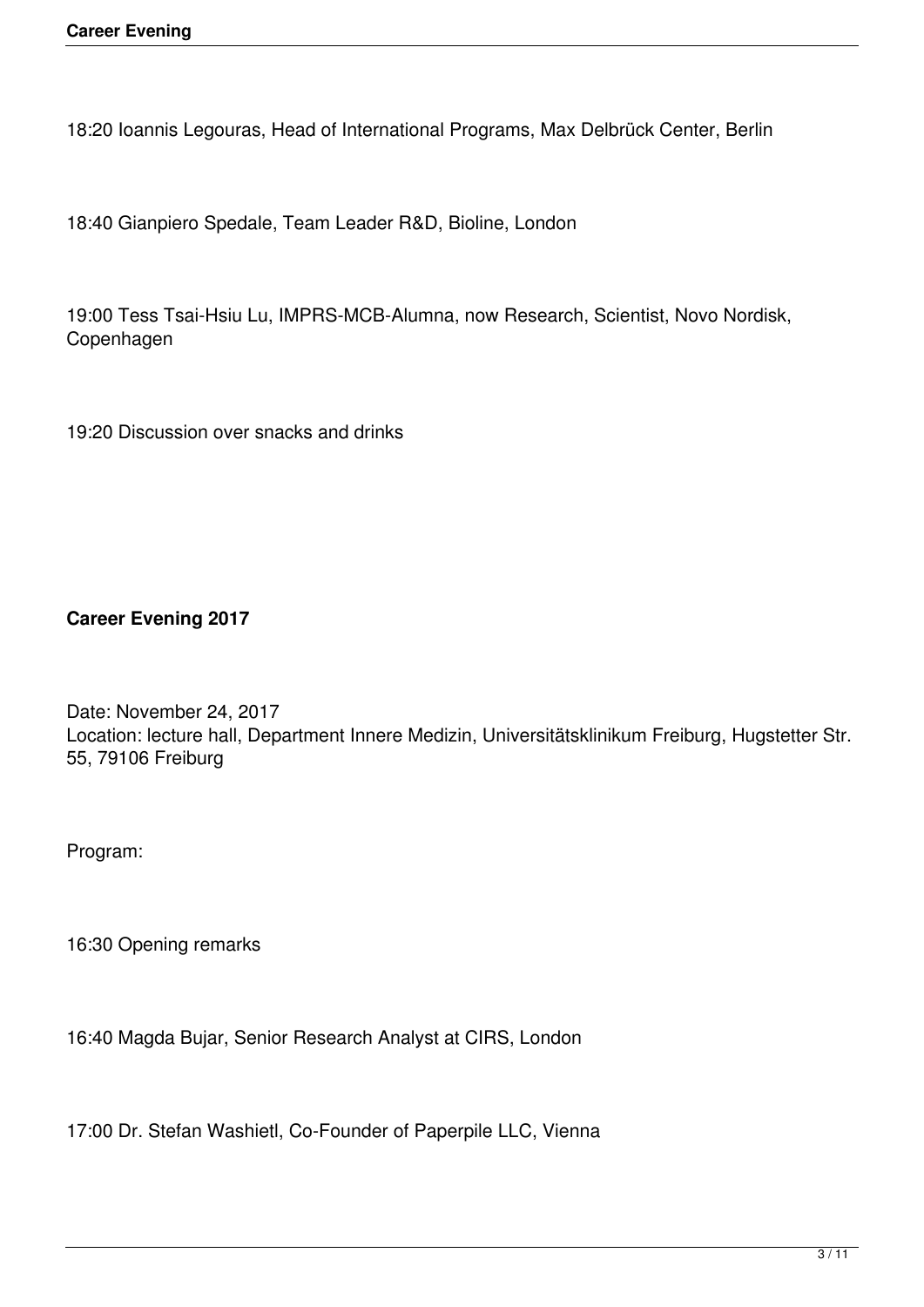18:20 Ioannis Legouras, Head of International Programs, Max Delbrück Center, Berlin

18:40 Gianpiero Spedale, Team Leader R&D, Bioline, London

19:00 Tess Tsai-Hsiu Lu, IMPRS-MCB-Alumna, now Research, Scientist, Novo Nordisk, Copenhagen

19:20 Discussion over snacks and drinks

**Career Evening 2017**

Date: November 24, 2017
Location: lecture hall, Department Innere Medizin, Universitätsklinikum Freiburg, Hugstetter Str. 55, 79106 Freiburg

Program:

16:30 Opening remarks

16:40 Magda Bujar, Senior Research Analyst at CIRS, London

17:00 Dr. Stefan Washietl, Co-Founder of Paperpile LLC, Vienna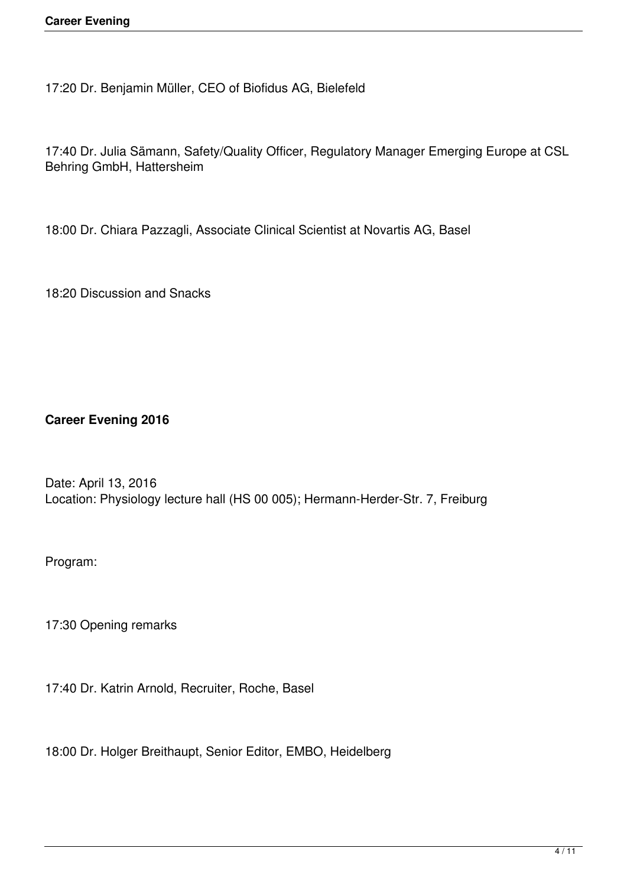17:20 Dr. Benjamin Müller, CEO of Biofidus AG, Bielefeld

17:40 Dr. Julia Sämann, Safety/Quality Officer, Regulatory Manager Emerging Europe at CSL Behring GmbH, Hattersheim

18:00 Dr. Chiara Pazzagli, Associate Clinical Scientist at Novartis AG, Basel

18:20 Discussion and Snacks

**Career Evening 2016**

Date: April 13, 2016
Location: Physiology lecture hall (HS 00 005); Hermann-Herder-Str. 7, Freiburg

Program:

17:30 Opening remarks

17:40 Dr. Katrin Arnold, Recruiter, Roche, Basel

18:00 Dr. Holger Breithaupt, Senior Editor, EMBO, Heidelberg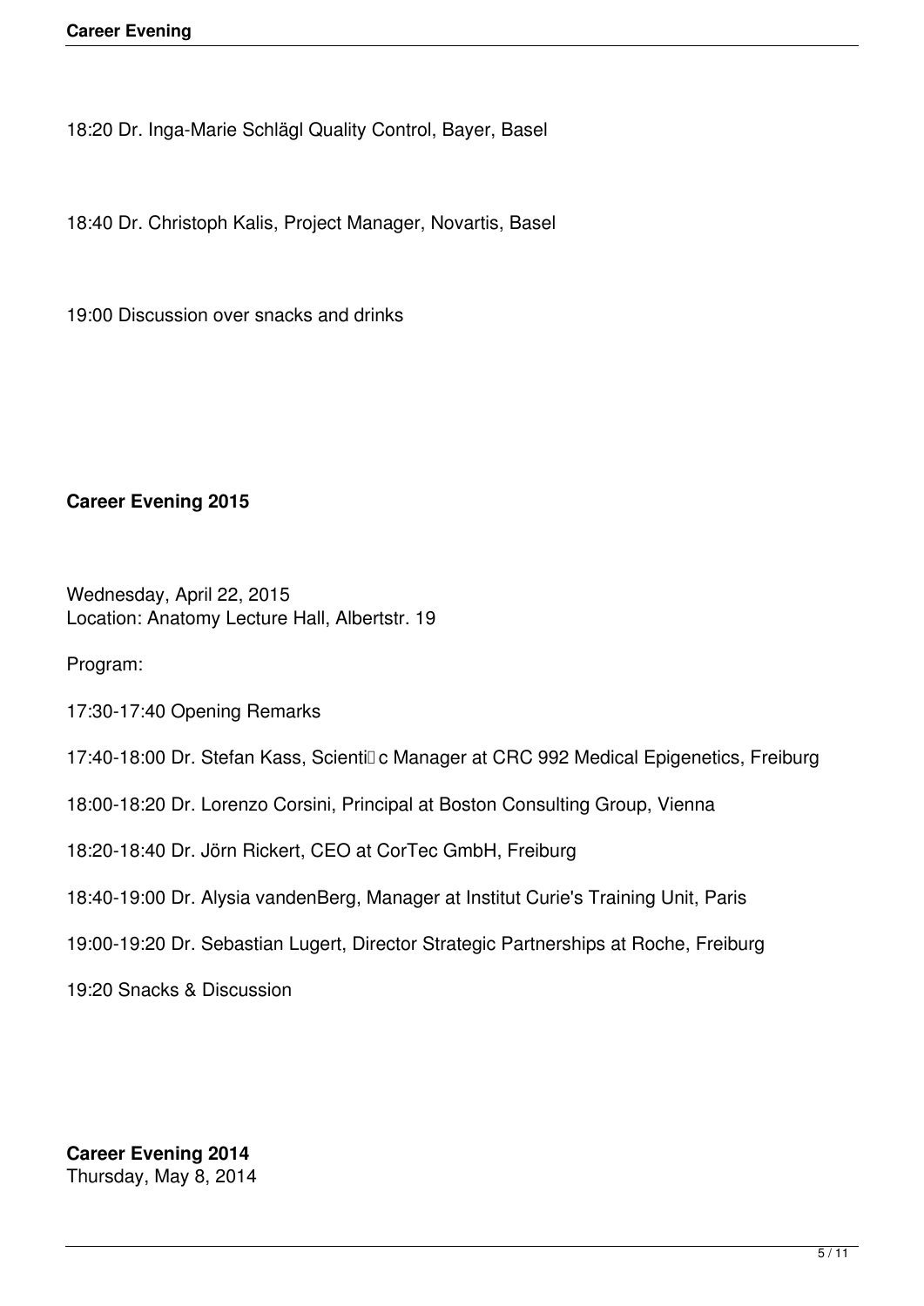18:20 Dr. Inga-Marie Schlägl Quality Control, Bayer, Basel

18:40 Dr. Christoph Kalis, Project Manager, Novartis, Basel

19:00 Discussion over snacks and drinks

**Career Evening 2015**

Wednesday, April 22, 2015
Location: Anatomy Lecture Hall, Albertstr. 19

Program:

17:30-17:40 Opening Remarks

17:40-18:00 Dr. Stefan Kass, Scientific Manager at CRC 992 Medical Epigenetics, Freiburg

18:00-18:20 Dr. Lorenzo Corsini, Principal at Boston Consulting Group, Vienna

18:20-18:40 Dr. Jörn Rickert, CEO at CorTec GmbH, Freiburg

18:40-19:00 Dr. Alysia vandenBerg, Manager at Institut Curie's Training Unit, Paris

19:00-19:20 Dr. Sebastian Lugert, Director Strategic Partnerships at Roche, Freiburg

19:20 Snacks & Discussion

**Career Evening 2014**
Thursday, May 8, 2014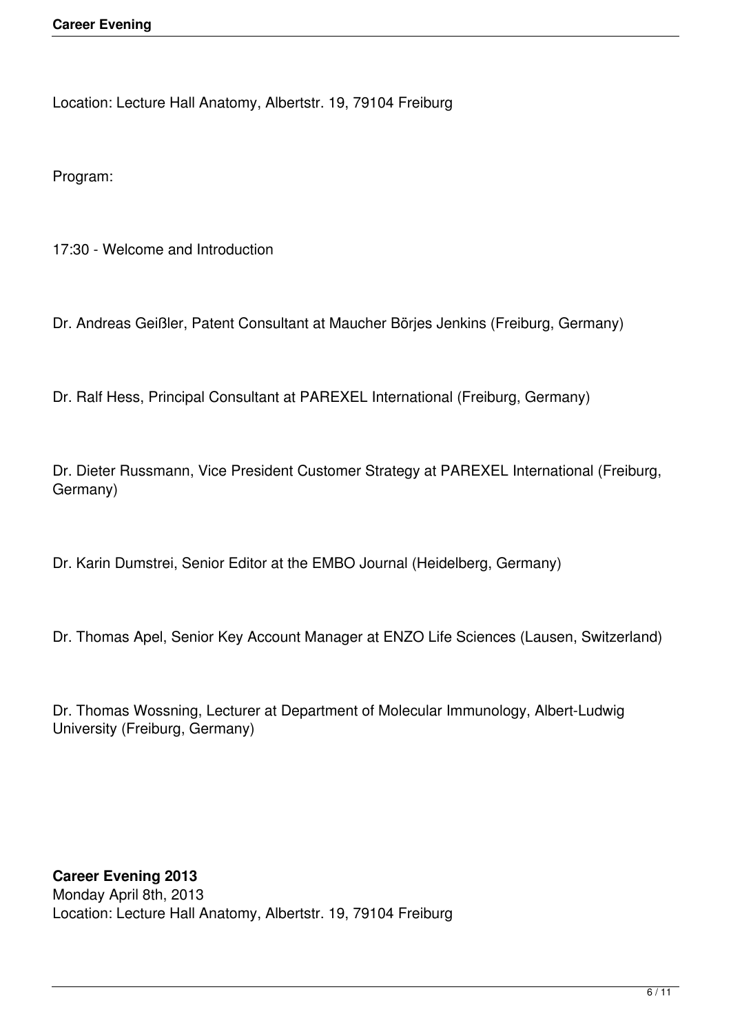Location: Lecture Hall Anatomy, Albertstr. 19, 79104 Freiburg

Program:

17:30 - Welcome and Introduction

Dr. Andreas Geißler, Patent Consultant at Maucher Börjes Jenkins (Freiburg, Germany)

Dr. Ralf Hess, Principal Consultant at PAREXEL International (Freiburg, Germany)

Dr. Dieter Russmann, Vice President Customer Strategy at PAREXEL International (Freiburg, Germany)

Dr. Karin Dumstrei, Senior Editor at the EMBO Journal (Heidelberg, Germany)

Dr. Thomas Apel, Senior Key Account Manager at ENZO Life Sciences (Lausen, Switzerland)

Dr. Thomas Wossning, Lecturer at Department of Molecular Immunology, Albert-Ludwig University (Freiburg, Germany)

**Career Evening 2013**
Monday April 8th, 2013
Location: Lecture Hall Anatomy, Albertstr. 19, 79104 Freiburg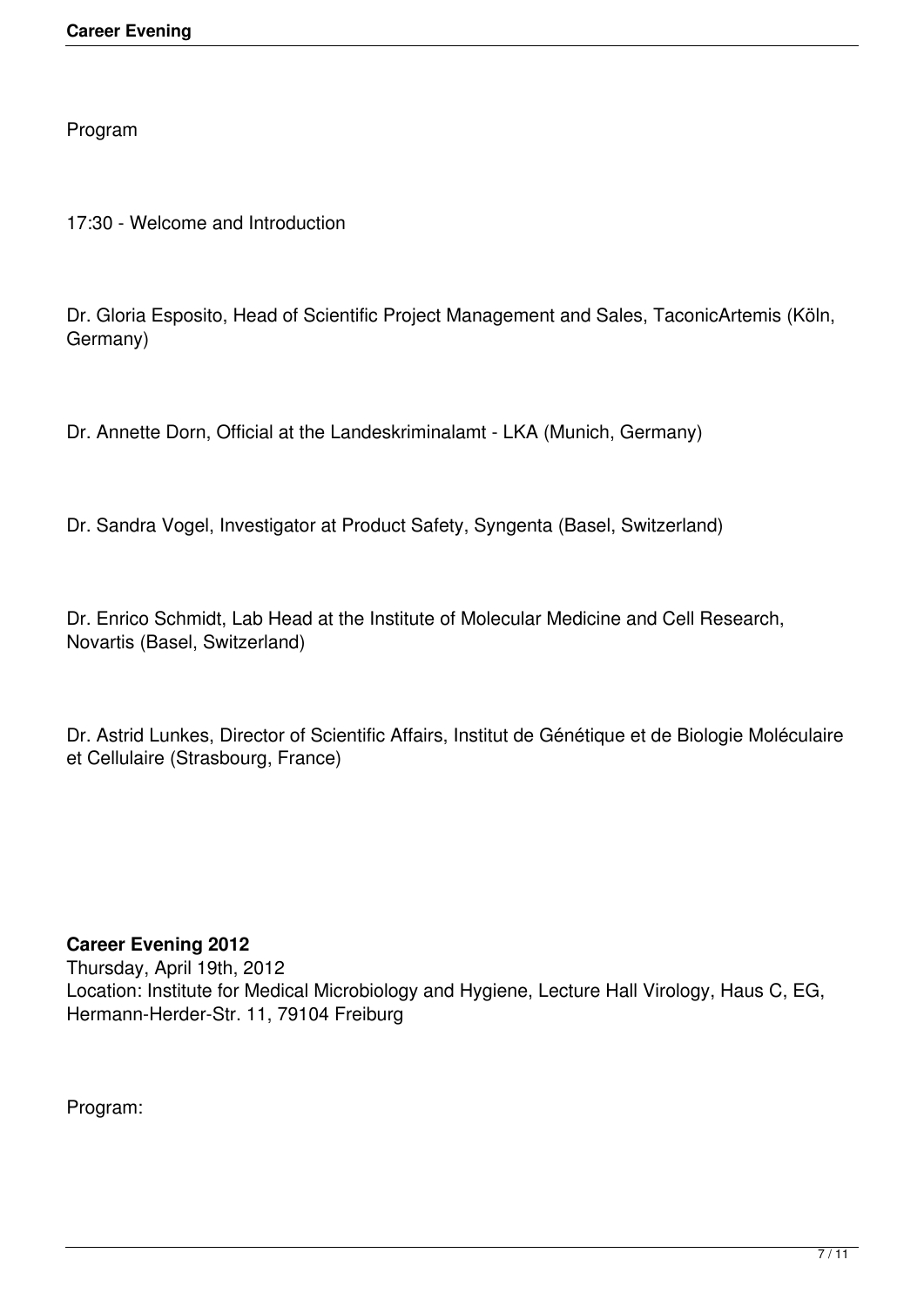Program

17:30 - Welcome and Introduction

Dr. Gloria Esposito, Head of Scientific Project Management and Sales, TaconicArtemis (Köln, Germany)

Dr. Annette Dorn, Official at the Landeskriminalamt - LKA (Munich, Germany)

Dr. Sandra Vogel, Investigator at Product Safety, Syngenta (Basel, Switzerland)

Dr. Enrico Schmidt, Lab Head at the Institute of Molecular Medicine and Cell Research, Novartis (Basel, Switzerland)

Dr. Astrid Lunkes, Director of Scientific Affairs, Institut de Génétique et de Biologie Moléculaire et Cellulaire (Strasbourg, France)

**Career Evening 2012**
Thursday, April 19th, 2012
Location: Institute for Medical Microbiology and Hygiene, Lecture Hall Virology, Haus C, EG, Hermann-Herder-Str. 11, 79104 Freiburg

Program: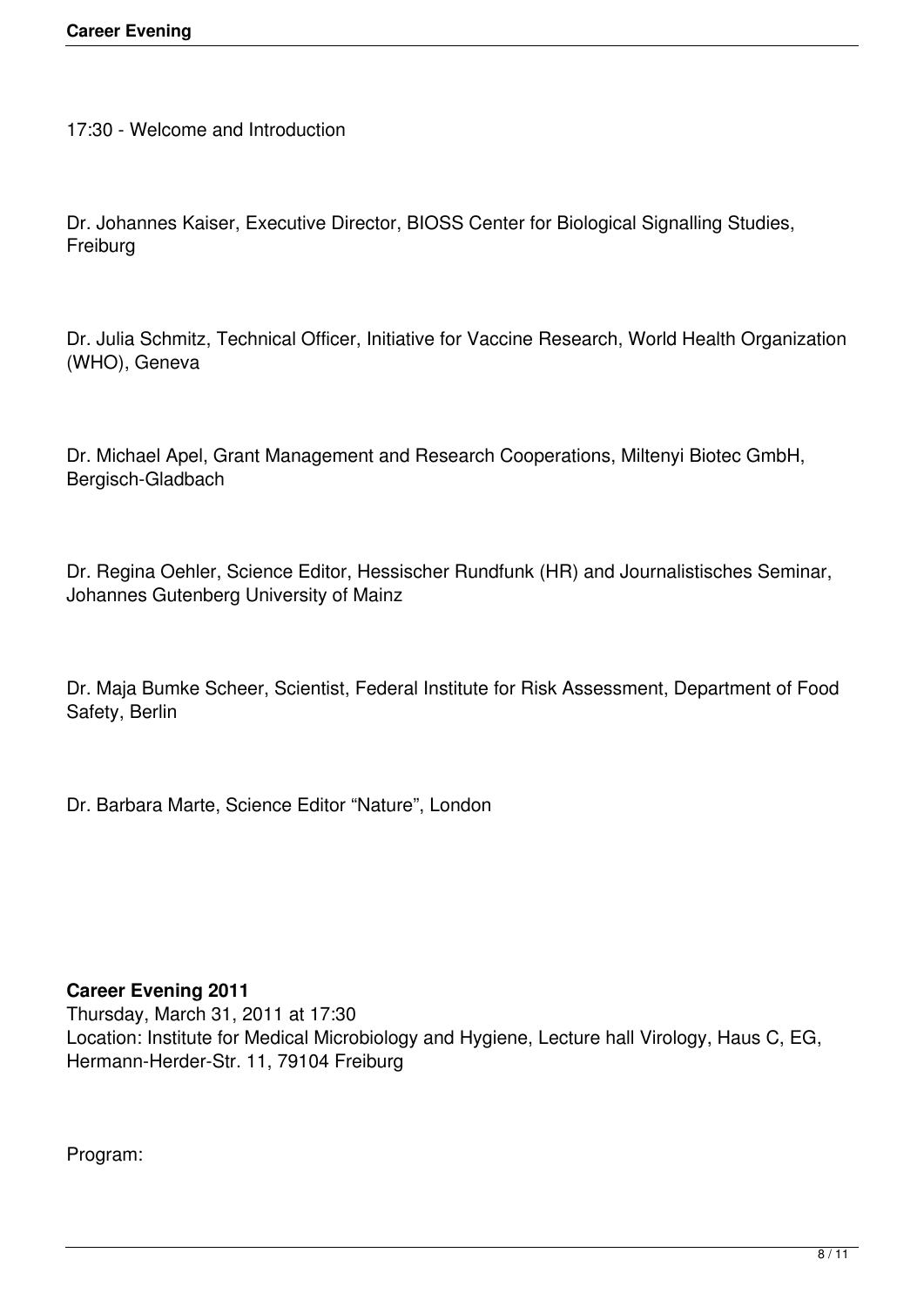17:30 - Welcome and Introduction

Dr. Johannes Kaiser, Executive Director, BIOSS Center for Biological Signalling Studies, Freiburg

Dr. Julia Schmitz, Technical Officer, Initiative for Vaccine Research, World Health Organization (WHO), Geneva

Dr. Michael Apel, Grant Management and Research Cooperations, Miltenyi Biotec GmbH, Bergisch-Gladbach

Dr. Regina Oehler, Science Editor, Hessischer Rundfunk (HR) and Journalistisches Seminar, Johannes Gutenberg University of Mainz

Dr. Maja Bumke Scheer, Scientist, Federal Institute for Risk Assessment, Department of Food Safety, Berlin

Dr. Barbara Marte, Science Editor "Nature", London

**Career Evening 2011**
Thursday, March 31, 2011 at 17:30
Location: Institute for Medical Microbiology and Hygiene, Lecture hall Virology, Haus C, EG, Hermann-Herder-Str. 11, 79104 Freiburg

Program: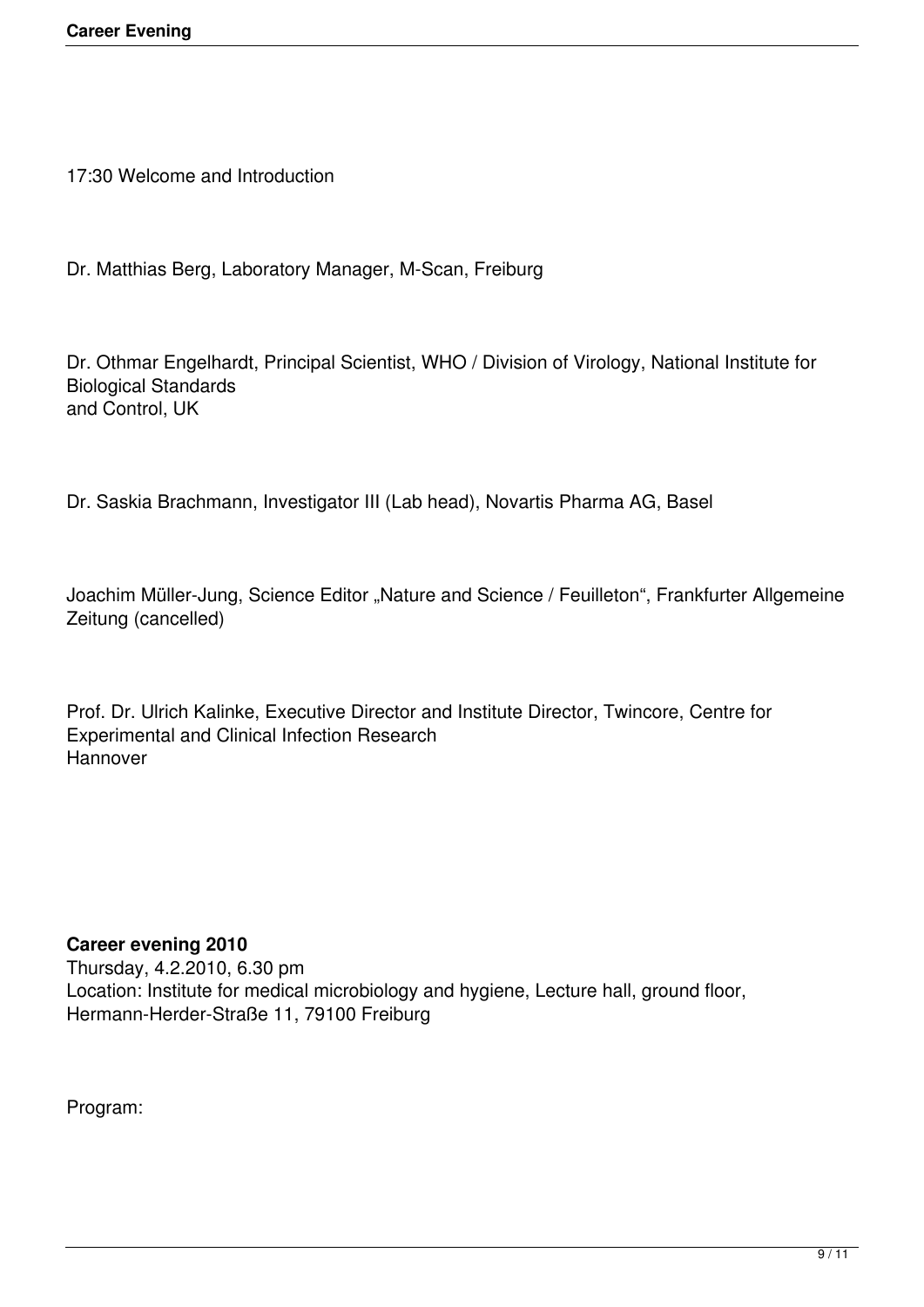17:30 Welcome and Introduction

Dr. Matthias Berg, Laboratory Manager, M-Scan, Freiburg

Dr. Othmar Engelhardt, Principal Scientist, WHO / Division of Virology, National Institute for Biological Standards
and Control, UK

Dr. Saskia Brachmann, Investigator III (Lab head), Novartis Pharma AG, Basel

Joachim Müller-Jung, Science Editor „Nature and Science / Feuilleton“, Frankfurter Allgemeine Zeitung (cancelled)

Prof. Dr. Ulrich Kalinke, Executive Director and Institute Director, Twincore, Centre for Experimental and Clinical Infection Research
Hannover

**Career evening 2010**
Thursday, 4.2.2010, 6.30 pm
Location: Institute for medical microbiology and hygiene, Lecture hall, ground floor, Hermann-Herder-Straße 11, 79100 Freiburg

Program: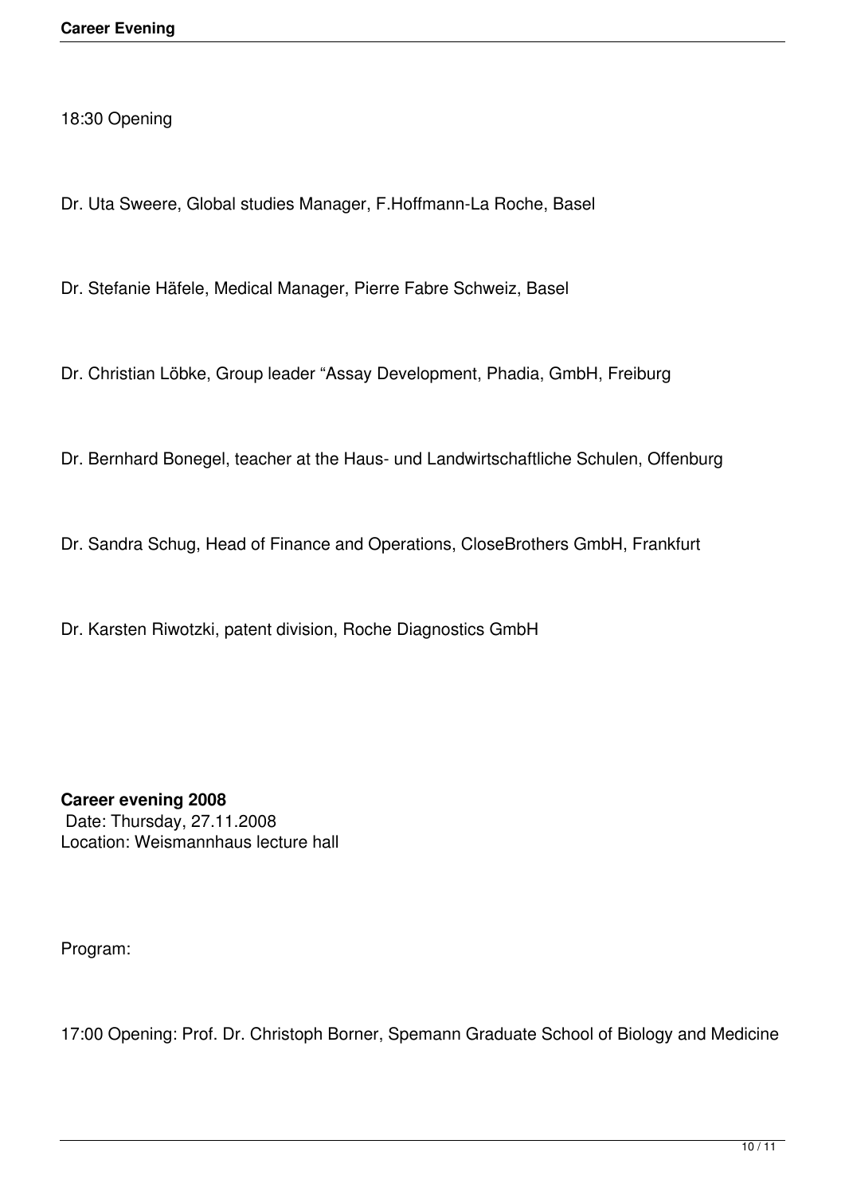18:30 Opening

Dr. Uta Sweere, Global studies Manager, F.Hoffmann-La Roche, Basel

Dr. Stefanie Häfele, Medical Manager, Pierre Fabre Schweiz, Basel

Dr. Christian Löbke, Group leader "Assay Development, Phadia, GmbH, Freiburg

Dr. Bernhard Bonegel, teacher at the Haus- und Landwirtschaftliche Schulen, Offenburg

Dr. Sandra Schug, Head of Finance and Operations, CloseBrothers GmbH, Frankfurt

Dr. Karsten Riwotzki, patent division, Roche Diagnostics GmbH

**Career evening 2008**
Date: Thursday, 27.11.2008
Location: Weismannhaus lecture hall

Program:

17:00 Opening: Prof. Dr. Christoph Borner, Spemann Graduate School of Biology and Medicine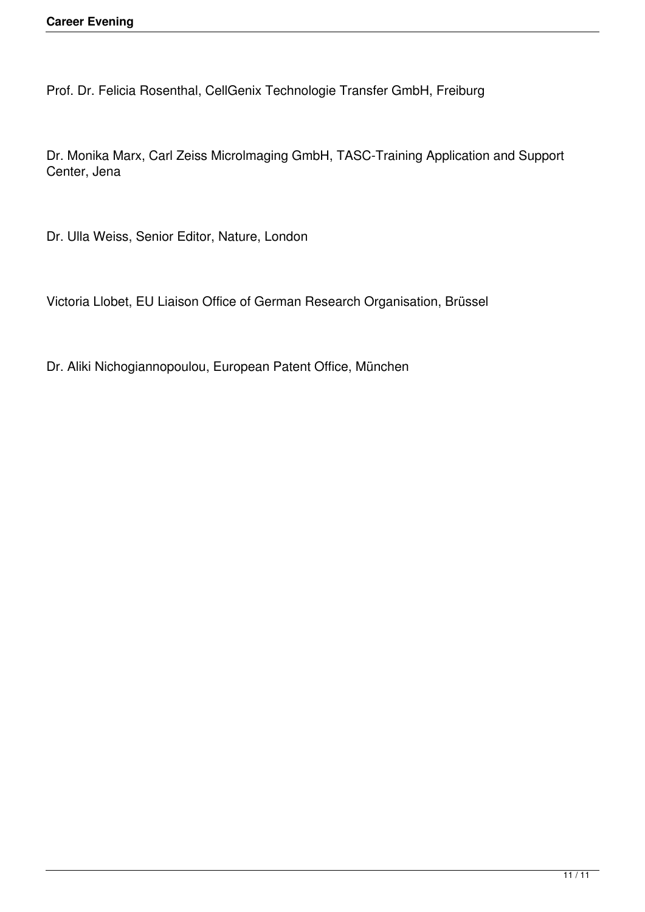Prof. Dr. Felicia Rosenthal, CellGenix Technologie Transfer GmbH, Freiburg

Dr. Monika Marx, Carl Zeiss MicroImaging GmbH, TASC-Training Application and Support Center, Jena

Dr. Ulla Weiss, Senior Editor, Nature, London

Victoria Llobet, EU Liaison Office of German Research Organisation, Brüssel

Dr. Aliki Nichogiannopoulou, European Patent Office, München